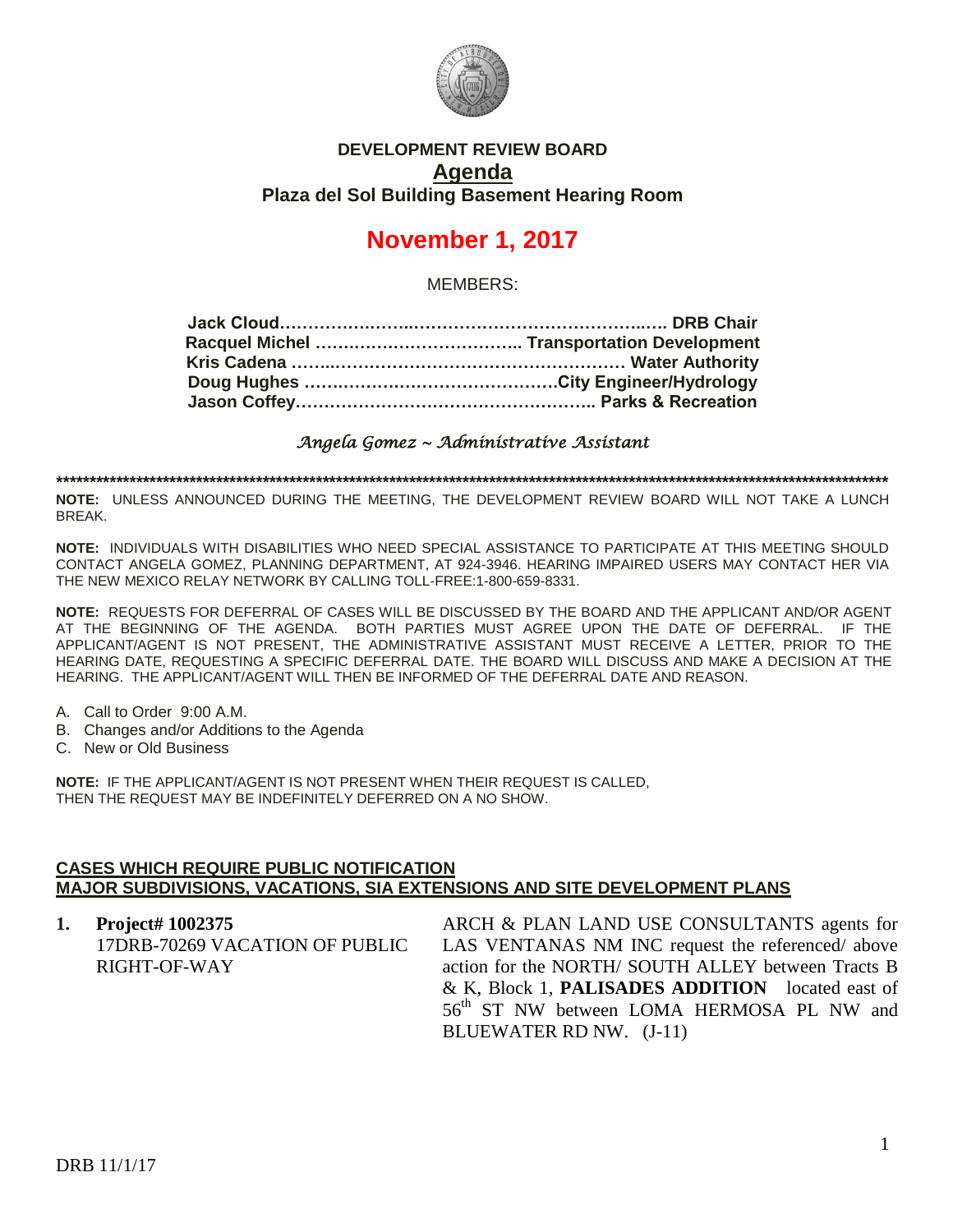# DEVELOPMENT REVIEW BOARD

## Agenda

### Plaza del Sol Building Basement Hearing Room

# November 1, 2017

MEMBERS:

**Jack Cloud……………………………………………………….. DRB Chair**
**Racquel Michel ……………………………….. Transportation Development**
**Kris Cadena ……………………………………………… Water Authority**
**Doug Hughes ………………………………………City Engineer/Hydrology**
**Jason Coffey…………………………………………….. Parks & Recreation**

*Angela Gomez ~ Administrative Assistant*

**************************************************************************************************************************

**NOTE:** UNLESS ANNOUNCED DURING THE MEETING, THE DEVELOPMENT REVIEW BOARD WILL NOT TAKE A LUNCH BREAK.

**NOTE:** INDIVIDUALS WITH DISABILITIES WHO NEED SPECIAL ASSISTANCE TO PARTICIPATE AT THIS MEETING SHOULD CONTACT ANGELA GOMEZ, PLANNING DEPARTMENT, AT 924-3946. HEARING IMPAIRED USERS MAY CONTACT HER VIA THE NEW MEXICO RELAY NETWORK BY CALLING TOLL-FREE:1-800-659-8331.

**NOTE:** REQUESTS FOR DEFERRAL OF CASES WILL BE DISCUSSED BY THE BOARD AND THE APPLICANT AND/OR AGENT AT THE BEGINNING OF THE AGENDA. BOTH PARTIES MUST AGREE UPON THE DATE OF DEFERRAL. IF THE APPLICANT/AGENT IS NOT PRESENT, THE ADMINISTRATIVE ASSISTANT MUST RECEIVE A LETTER, PRIOR TO THE HEARING DATE, REQUESTING A SPECIFIC DEFERRAL DATE. THE BOARD WILL DISCUSS AND MAKE A DECISION AT THE HEARING. THE APPLICANT/AGENT WILL THEN BE INFORMED OF THE DEFERRAL DATE AND REASON.

A. Call to Order 9:00 A.M.
B. Changes and/or Additions to the Agenda
C. New or Old Business

**NOTE:** IF THE APPLICANT/AGENT IS NOT PRESENT WHEN THEIR REQUEST IS CALLED, THEN THE REQUEST MAY BE INDEFINITELY DEFERRED ON A NO SHOW.

**CASES WHICH REQUIRE PUBLIC NOTIFICATION**
**MAJOR SUBDIVISIONS, VACATIONS, SIA EXTENSIONS AND SITE DEVELOPMENT PLANS**

1. **Project# 1002375**
   17DRB-70269 VACATION OF PUBLIC RIGHT-OF-WAY

   ARCH & PLAN LAND USE CONSULTANTS agents for LAS VENTANAS NM INC request the referenced/ above action for the NORTH/ SOUTH ALLEY between Tracts B & K, Block 1, **PALISADES ADDITION** located east of 56th ST NW between LOMA HERMOSA PL NW and BLUEWATER RD NW. (J-11)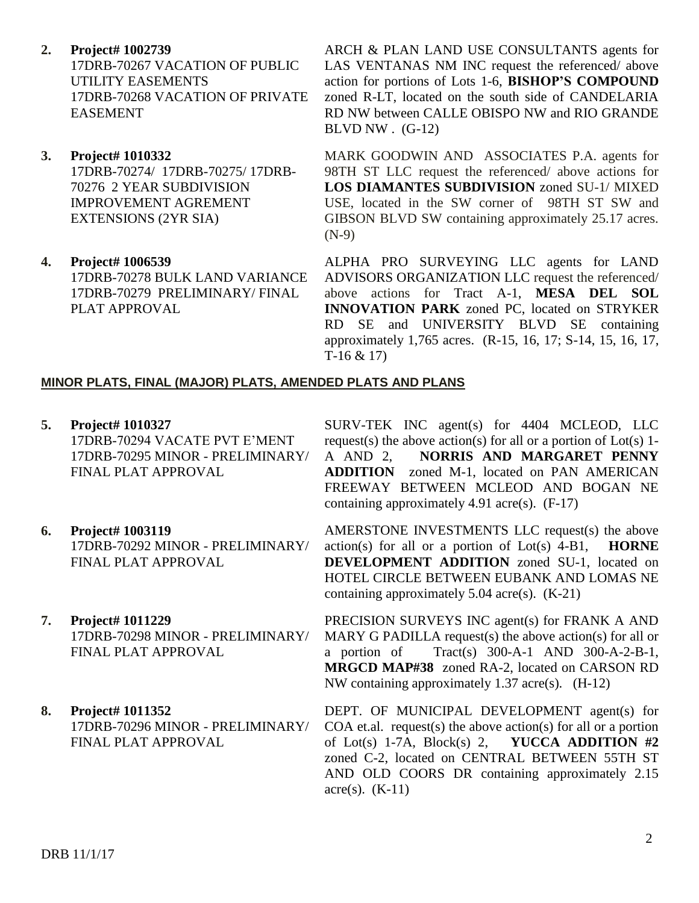2. **Project# 1002739**
17DRB-70267 VACATION OF PUBLIC UTILITY EASEMENTS
17DRB-70268 VACATION OF PRIVATE EASEMENT

ARCH & PLAN LAND USE CONSULTANTS agents for LAS VENTANAS NM INC request the referenced/ above action for portions of Lots 1-6, **BISHOP'S COMPOUND** zoned R-LT, located on the south side of CANDELARIA RD NW between CALLE OBISPO NW and RIO GRANDE BLVD NW . (G-12)

3. **Project# 1010332**
17DRB-70274/ 17DRB-70275/ 17DRB-70276 2 YEAR SUBDIVISION IMPROVEMENT AGREMENT EXTENSIONS (2YR SIA)

MARK GOODWIN AND ASSOCIATES P.A. agents for 98TH ST LLC request the referenced/ above actions for **LOS DIAMANTES SUBDIVISION** zoned SU-1/ MIXED USE, located in the SW corner of 98TH ST SW and GIBSON BLVD SW containing approximately 25.17 acres. (N-9)

4. **Project# 1006539**
17DRB-70278 BULK LAND VARIANCE
17DRB-70279 PRELIMINARY/ FINAL PLAT APPROVAL

ALPHA PRO SURVEYING LLC agents for LAND ADVISORS ORGANIZATION LLC request the referenced/ above actions for Tract A-1, **MESA DEL SOL INNOVATION PARK** zoned PC, located on STRYKER RD SE and UNIVERSITY BLVD SE containing approximately 1,765 acres. (R-15, 16, 17; S-14, 15, 16, 17, T-16 & 17)

## MINOR PLATS, FINAL (MAJOR) PLATS, AMENDED PLATS AND PLANS

5. **Project# 1010327**
17DRB-70294 VACATE PVT E'MENT
17DRB-70295 MINOR - PRELIMINARY/ FINAL PLAT APPROVAL

SURV-TEK INC agent(s) for 4404 MCLEOD, LLC request(s) the above action(s) for all or a portion of Lot(s) 1-A AND 2, **NORRIS AND MARGARET PENNY ADDITION** zoned M-1, located on PAN AMERICAN FREEWAY BETWEEN MCLEOD AND BOGAN NE containing approximately 4.91 acre(s). (F-17)

6. **Project# 1003119**
17DRB-70292 MINOR - PRELIMINARY/ FINAL PLAT APPROVAL

AMERSTONE INVESTMENTS LLC request(s) the above action(s) for all or a portion of Lot(s) 4-B1, **HORNE DEVELOPMENT ADDITION** zoned SU-1, located on HOTEL CIRCLE BETWEEN EUBANK AND LOMAS NE containing approximately 5.04 acre(s). (K-21)

7. **Project# 1011229**
17DRB-70298 MINOR - PRELIMINARY/ FINAL PLAT APPROVAL

PRECISION SURVEYS INC agent(s) for FRANK A AND MARY G PADILLA request(s) the above action(s) for all or a portion of Tract(s) 300-A-1 AND 300-A-2-B-1, **MRGCD MAP#38** zoned RA-2, located on CARSON RD NW containing approximately 1.37 acre(s). (H-12)

8. **Project# 1011352**
17DRB-70296 MINOR - PRELIMINARY/ FINAL PLAT APPROVAL

DEPT. OF MUNICIPAL DEVELOPMENT agent(s) for COA et.al. request(s) the above action(s) for all or a portion of Lot(s) 1-7A, Block(s) 2, **YUCCA ADDITION #2** zoned C-2, located on CENTRAL BETWEEN 55TH ST AND OLD COORS DR containing approximately 2.15 acre(s). (K-11)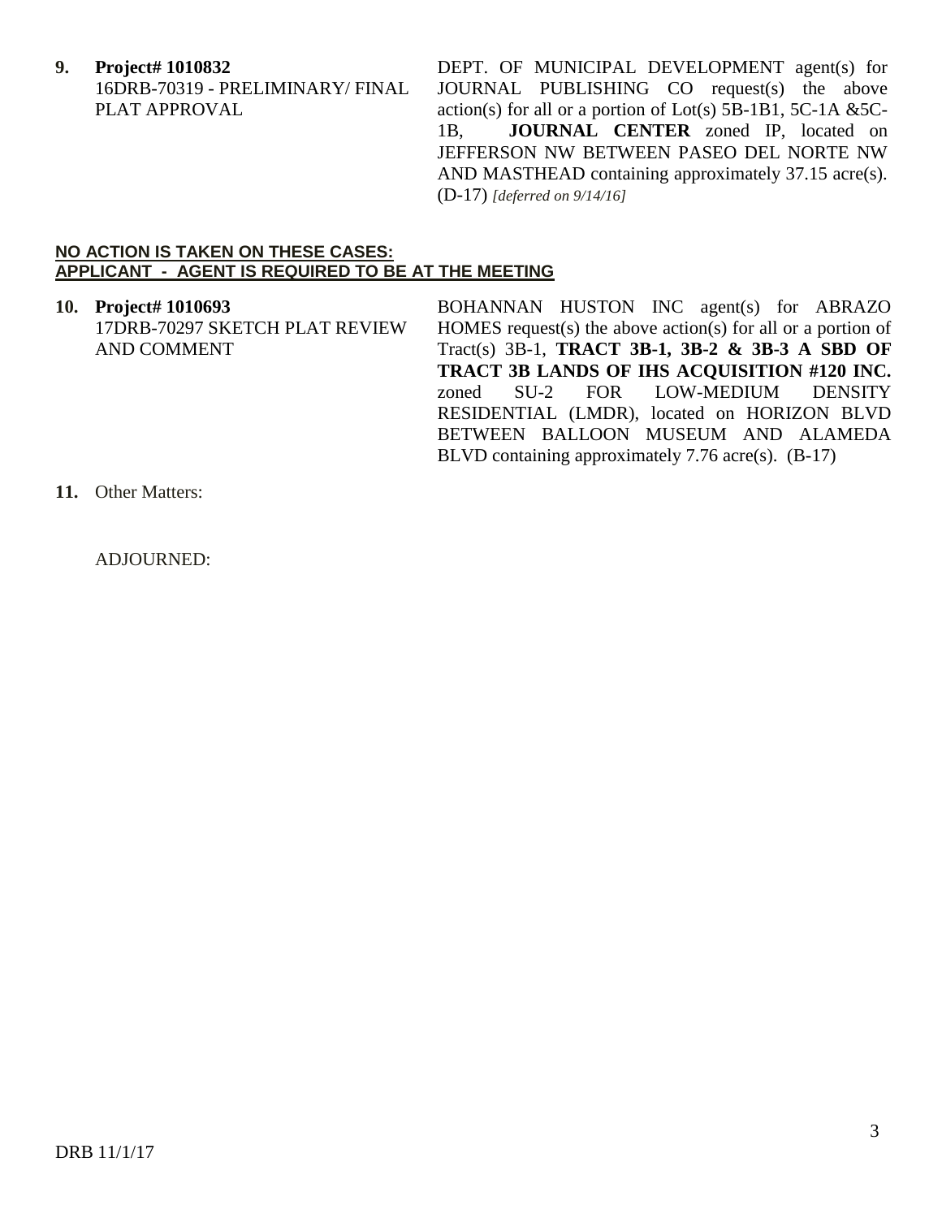**9. Project# 1010832**
16DRB-70319 - PRELIMINARY/ FINAL PLAT APPROVAL

DEPT. OF MUNICIPAL DEVELOPMENT agent(s) for JOURNAL PUBLISHING CO request(s) the above action(s) for all or a portion of Lot(s) 5B-1B1, 5C-1A &5C-1B, **JOURNAL CENTER** zoned IP, located on JEFFERSON NW BETWEEN PASEO DEL NORTE NW AND MASTHEAD containing approximately 37.15 acre(s). (D-17) *[deferred on 9/14/16]*

**NO ACTION IS TAKEN ON THESE CASES:**
**APPLICANT - AGENT IS REQUIRED TO BE AT THE MEETING**

**10. Project# 1010693**
17DRB-70297 SKETCH PLAT REVIEW AND COMMENT

BOHANNAN HUSTON INC agent(s) for ABRAZO HOMES request(s) the above action(s) for all or a portion of Tract(s) 3B-1, **TRACT 3B-1, 3B-2 & 3B-3 A SBD OF TRACT 3B LANDS OF IHS ACQUISITION #120 INC.** zoned SU-2 FOR LOW-MEDIUM DENSITY RESIDENTIAL (LMDR), located on HORIZON BLVD BETWEEN BALLOON MUSEUM AND ALAMEDA BLVD containing approximately 7.76 acre(s). (B-17)

**11.** Other Matters:

ADJOURNED: